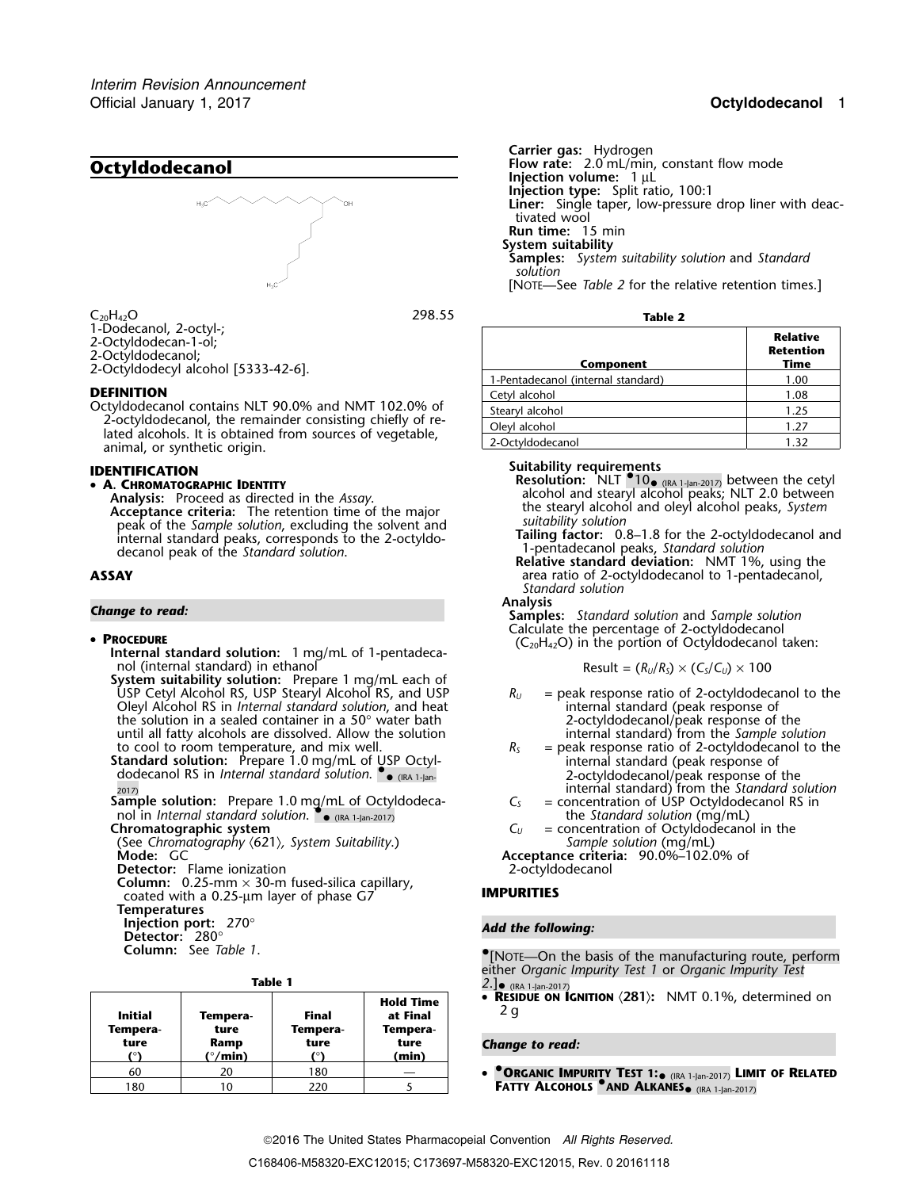# Octyldodecanol

$C_{20}H_{42}O$ 298.55

1-Dodecanol, 2-octyl-;
2-Octyldodecan-1-ol;
2-Octyldodecanol;
2-Octyldodecyl alcohol [5333-42-6].

**DEFINITION**

Octyldodecanol contains NLT 90.0% and NMT 102.0% of 2-octyldodecanol, the remainder consisting chiefly of related alcohols. It is obtained from sources of vegetable, animal, or synthetic origin.

**IDENTIFICATION**

- **A. Chromatographic Identity**
  **Analysis:** Proceed as directed in the *Assay*.
  **Acceptance criteria:** The retention time of the major peak of the *Sample solution*, excluding the solvent and internal standard peaks, corresponds to the 2-octyldodecanol peak of the *Standard solution*.

**ASSAY**

*Change to read:*

- **Procedure**
  **Internal standard solution:** 1 mg/mL of 1-pentadecanol (internal standard) in ethanol
  **System suitability solution:** Prepare 1 mg/mL each of USP Cetyl Alcohol RS, USP Stearyl Alcohol RS, and USP Oleyl Alcohol RS in *Internal standard solution*, and heat the solution in a sealed container in a 50° water bath until all fatty alcohols are dissolved. Allow the solution to cool to room temperature, and mix well.
  **Standard solution:** Prepare 1.0 mg/mL of USP Octyldodecanol RS in *Internal standard solution*. • • (IRA 1-Jan-2017)
  **Sample solution:** Prepare 1.0 mg/mL of Octyldodecanol in *Internal standard solution*. • • (IRA 1-Jan-2017)
  **Chromatographic system**
  (See *Chromatography* ⟨621⟩, *System Suitability*.)
  **Mode:** GC
  **Detector:** Flame ionization
  **Column:** 0.25-mm × 30-m fused-silica capillary, coated with a 0.25-µm layer of phase G7
  **Temperatures**
  **Injection port:** 270°
  **Detector:** 280°
  **Column:** See *Table 1*.

**Table 1**

| Initial Temperature (°) | Temperature Ramp (°/min) | Final Temperature (°) | Hold Time at Final Temperature (min) |
|---|---|---|---|
| 60 | 20 | 180 | — |
| 180 | 10 | 220 | 5 |

**Carrier gas:** Hydrogen
**Flow rate:** 2.0 mL/min, constant flow mode
**Injection volume:** 1 µL
**Injection type:** Split ratio, 100:1
**Liner:** Single taper, low-pressure drop liner with deactivated wool
**Run time:** 15 min
**System suitability**
**Samples:** *System suitability solution* and *Standard solution*
[Note—See *Table 2* for the relative retention times.]

**Table 2**

| Component | Relative Retention Time |
|---|---|
| 1-Pentadecanol (internal standard) | 1.00 |
| Cetyl alcohol | 1.08 |
| Stearyl alcohol | 1.25 |
| Oleyl alcohol | 1.27 |
| 2-Octyldodecanol | 1.32 |

**Suitability requirements**
**Resolution:** NLT •10• (IRA 1-Jan-2017) between the cetyl alcohol and stearyl alcohol peaks; NLT 2.0 between the stearyl alcohol and oleyl alcohol peaks, *System suitability solution*
**Tailing factor:** 0.8–1.8 for the 2-octyldodecanol and 1-pentadecanol peaks, *Standard solution*
**Relative standard deviation:** NMT 1%, using the area ratio of 2-octyldodecanol to 1-pentadecanol, *Standard solution*

**Analysis**
**Samples:** *Standard solution* and *Sample solution*
Calculate the percentage of 2-octyldodecanol ($C_{20}H_{42}O$) in the portion of Octyldodecanol taken:

$$\text{Result} = (R_U/R_S) \times (C_S/C_U) \times 100$$

$R_U$ = peak response ratio of 2-octyldodecanol to the internal standard (peak response of 2-octyldodecanol/peak response of the internal standard) from the *Sample solution*
$R_S$ = peak response ratio of 2-octyldodecanol to the internal standard (peak response of 2-octyldodecanol/peak response of the internal standard) from the *Standard solution*
$C_S$ = concentration of USP Octyldodecanol RS in the *Standard solution* (mg/mL)
$C_U$ = concentration of Octyldodecanol in the *Sample solution* (mg/mL)

**Acceptance criteria:** 90.0%–102.0% of 2-octyldodecanol

**IMPURITIES**

*Add the following:*

•[Note—On the basis of the manufacturing route, perform either *Organic Impurity Test 1* or *Organic Impurity Test 2*.]• (IRA 1-Jan-2017)

- **Residue on Ignition** ⟨281⟩: NMT 0.1%, determined on 2 g

*Change to read:*

- •**Organic Impurity Test 1:**• (IRA 1-Jan-2017) **Limit of Related Fatty Alcohols** •**and Alkanes**• (IRA 1-Jan-2017)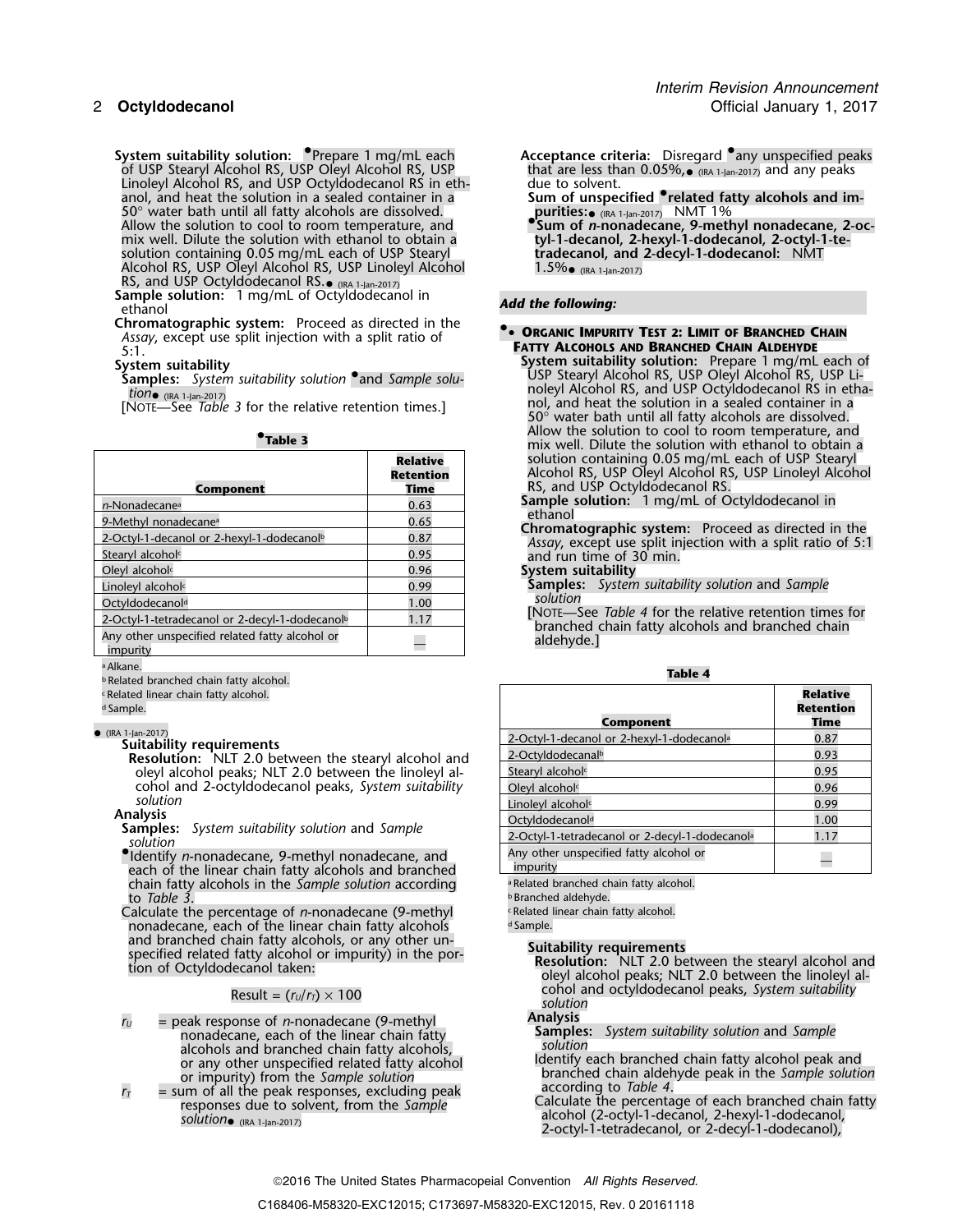**System suitability solution:** •Prepare 1 mg/mL each of USP Stearyl Alcohol RS, USP Oleyl Alcohol RS, USP Linoleyl Alcohol RS, and USP Octyldodecanol RS in ethanol, and heat the solution in a sealed container in a 50° water bath until all fatty alcohols are dissolved. Allow the solution to cool to room temperature, and mix well. Dilute the solution with ethanol to obtain a solution containing 0.05 mg/mL each of USP Stearyl Alcohol RS, USP Oleyl Alcohol RS, USP Linoleyl Alcohol RS, and USP Octyldodecanol RS.• (IRA 1-Jan-2017)

**Sample solution:** 1 mg/mL of Octyldodecanol in ethanol

**Chromatographic system:** Proceed as directed in the *Assay*, except use split injection with a split ratio of 5:1.

**System suitability**

**Samples:** *System suitability solution* •and *Sample solution*• (IRA 1-Jan-2017)

[NOTE—See *Table 3* for the relative retention times.]

**•Table 3**

| Component | Relative Retention Time |
|---|---|
| *n*-Nonadecane[a] | 0.63 |
| 9-Methyl nonadecane[a] | 0.65 |
| 2-Octyl-1-decanol or 2-hexyl-1-dodecanol[b] | 0.87 |
| Stearyl alcohol[c] | 0.95 |
| Oleyl alcohol[c] | 0.96 |
| Linoleyl alcohol[c] | 0.99 |
| Octyldodecanol[d] | 1.00 |
| 2-Octyl-1-tetradecanol or 2-decyl-1-dodecanol[b] | 1.17 |
| Any other unspecified related fatty alcohol or impurity | — |

[a] Alkane.
[b] Related branched chain fatty alcohol.
[c] Related linear chain fatty alcohol.
[d] Sample.

• (IRA 1-Jan-2017)

**Suitability requirements**

**Resolution:** NLT 2.0 between the stearyl alcohol and oleyl alcohol peaks; NLT 2.0 between the linoleyl alcohol and 2-octyldodecanol peaks, *System suitability solution*

**Analysis**

**Samples:** *System suitability solution* and *Sample solution*

•Identify *n*-nonadecane, 9-methyl nonadecane, and each of the linear chain fatty alcohols and branched chain fatty alcohols in the *Sample solution* according to *Table 3*.

Calculate the percentage of *n*-nonadecane (9-methyl nonadecane, each of the linear chain fatty alcohols and branched chain fatty alcohols, or any other unspecified related fatty alcohol or impurity) in the portion of Octyldodecanol taken:

$$\text{Result} = (r_U/r_T) \times 100$$

$r_U$ = peak response of *n*-nonadecane (9-methyl nonadecane, each of the linear chain fatty alcohols and branched chain fatty alcohols, or any other unspecified related fatty alcohol or impurity) from the *Sample solution*

$r_T$ = sum of all the peak responses, excluding peak responses due to solvent, from the *Sample solution*• (IRA 1-Jan-2017)

**Acceptance criteria:** Disregard •any unspecified peaks that are less than 0.05%,• (IRA 1-Jan-2017) and any peaks due to solvent.

**Sum of unspecified •related fatty alcohols and impurities:**• (IRA 1-Jan-2017) NMT 1%

**•Sum of *n*-nonadecane, 9-methyl nonadecane, 2-octyl-1-decanol, 2-hexyl-1-dodecanol, 2-octyl-1-tetradecanol, and 2-decyl-1-dodecanol:** NMT 1.5%• (IRA 1-Jan-2017)

***Add the following:***

**•• ORGANIC IMPURITY TEST 2: LIMIT OF BRANCHED CHAIN FATTY ALCOHOLS AND BRANCHED CHAIN ALDEHYDE**

**System suitability solution:** Prepare 1 mg/mL each of USP Stearyl Alcohol RS, USP Oleyl Alcohol RS, USP Linoleyl Alcohol RS, and USP Octyldodecanol RS in ethanol, and heat the solution in a sealed container in a 50° water bath until all fatty alcohols are dissolved. Allow the solution to cool to room temperature, and mix well. Dilute the solution with ethanol to obtain a solution containing 0.05 mg/mL each of USP Stearyl Alcohol RS, USP Oleyl Alcohol RS, USP Linoleyl Alcohol RS, and USP Octyldodecanol RS.

**Sample solution:** 1 mg/mL of Octyldodecanol in ethanol

**Chromatographic system:** Proceed as directed in the *Assay*, except use split injection with a split ratio of 5:1 and run time of 30 min.

**System suitability**

**Samples:** *System suitability solution* and *Sample solution*

[NOTE—See *Table 4* for the relative retention times for branched chain fatty alcohols and branched chain aldehyde.]

**Table 4**

| Component | Relative Retention Time |
|---|---|
| 2-Octyl-1-decanol or 2-hexyl-1-dodecanol[a] | 0.87 |
| 2-Octyldodecanal[b] | 0.93 |
| Stearyl alcohol[c] | 0.95 |
| Oleyl alcohol[c] | 0.96 |
| Linoleyl alcohol[c] | 0.99 |
| Octyldodecanol[d] | 1.00 |
| 2-Octyl-1-tetradecanol or 2-decyl-1-dodecanol[a] | 1.17 |
| Any other unspecified fatty alcohol or impurity | — |

[a] Related branched chain fatty alcohol.
[b] Branched aldehyde.
[c] Related linear chain fatty alcohol.
[d] Sample.

**Suitability requirements**

**Resolution:** NLT 2.0 between the stearyl alcohol and oleyl alcohol peaks; NLT 2.0 between the linoleyl alcohol and octyldodecanol peaks, *System suitability solution*

**Analysis**

**Samples:** *System suitability solution* and *Sample solution*

Identify each branched chain fatty alcohol peak and branched chain aldehyde peak in the *Sample solution* according to *Table 4*.

Calculate the percentage of each branched chain fatty alcohol (2-octyl-1-decanol, 2-hexyl-1-dodecanol, 2-octyl-1-tetradecanol, or 2-decyl-1-dodecanol),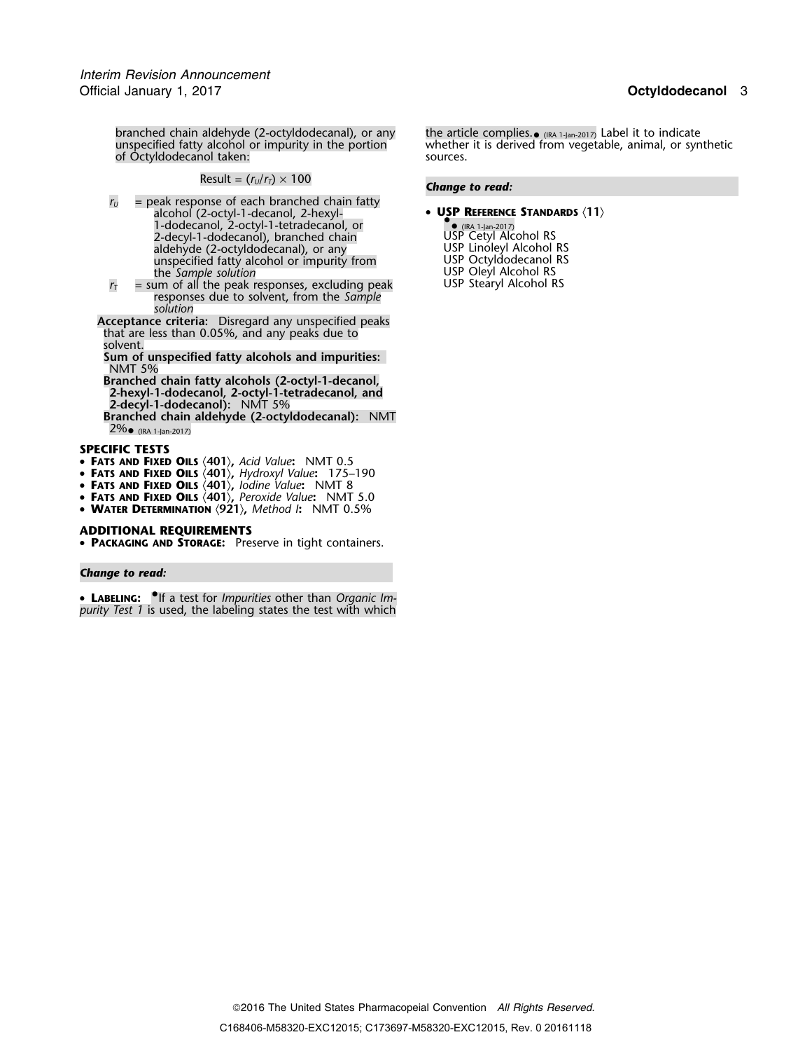branched chain aldehyde (2-octyldodecanal), or any unspecified fatty alcohol or impurity in the portion of Octyldodecanol taken:

$$\text{Result} = (r_U/r_T) \times 100$$

$r_U$ = peak response of each branched chain fatty alcohol (2-octyl-1-decanol, 2-hexyl-1-dodecanol, 2-octyl-1-tetradecanol, or 2-decyl-1-dodecanol), branched chain aldehyde (2-octyldodecanal), or any unspecified fatty alcohol or impurity from the *Sample solution*

$r_T$ = sum of all the peak responses, excluding peak responses due to solvent, from the *Sample solution*

**Acceptance criteria:** Disregard any unspecified peaks that are less than 0.05%, and any peaks due to solvent.

**Sum of unspecified fatty alcohols and impurities:** NMT 5%

**Branched chain fatty alcohols (2-octyl-1-decanol, 2-hexyl-1-dodecanol, 2-octyl-1-tetradecanol, and 2-decyl-1-dodecanol):** NMT 5%

**Branched chain aldehyde (2-octyldodecanal):** NMT 2%• (IRA 1-Jan-2017)

## SPECIFIC TESTS

- **Fats and Fixed Oils ⟨401⟩,** *Acid Value***:** NMT 0.5
- **Fats and Fixed Oils ⟨401⟩,** *Hydroxyl Value***:** 175–190
- **Fats and Fixed Oils ⟨401⟩,** *Iodine Value***:** NMT 8
- **Fats and Fixed Oils ⟨401⟩,** *Peroxide Value***:** NMT 5.0
- **Water Determination ⟨921⟩,** *Method I***:** NMT 0.5%

## ADDITIONAL REQUIREMENTS

- **Packaging and Storage:** Preserve in tight containers.

***Change to read:***

- **Labeling:** •If a test for *Impurities* other than *Organic Impurity Test 1* is used, the labeling states the test with which the article complies.• (IRA 1-Jan-2017) Label it to indicate whether it is derived from vegetable, animal, or synthetic sources.

***Change to read:***

- **USP Reference Standards ⟨11⟩**

  •• (IRA 1-Jan-2017)
  USP Cetyl Alcohol RS
  USP Linoleyl Alcohol RS
  USP Octyldodecanol RS
  USP Oleyl Alcohol RS
  USP Stearyl Alcohol RS